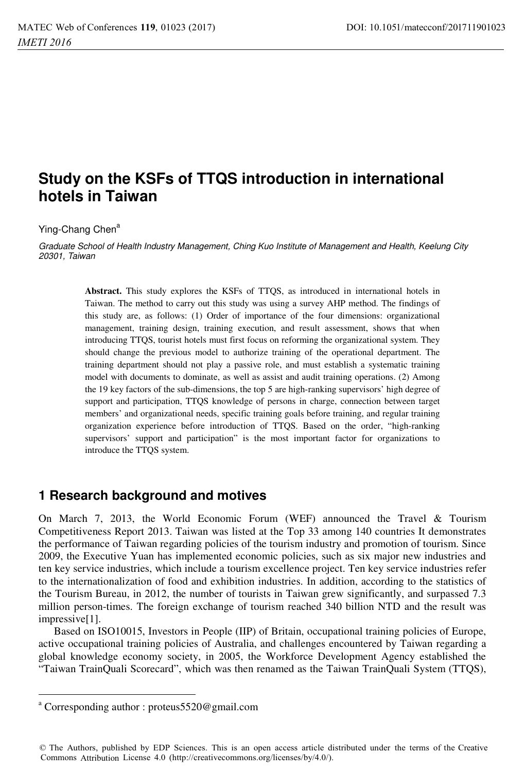# Study on the KSFs of TTQS introduction in international hotels in Taiwan

Ying-Chang Chen[a]

*Graduate School of Health Industry Management, Ching Kuo Institute of Management and Health, Keelung City 20301, Taiwan*

**Abstract.** This study explores the KSFs of TTQS, as introduced in international hotels in Taiwan. The method to carry out this study was using a survey AHP method. The findings of this study are, as follows: (1) Order of importance of the four dimensions: organizational management, training design, training execution, and result assessment, shows that when introducing TTQS, tourist hotels must first focus on reforming the organizational system. They should change the previous model to authorize training of the operational department. The training department should not play a passive role, and must establish a systematic training model with documents to dominate, as well as assist and audit training operations. (2) Among the 19 key factors of the sub-dimensions, the top 5 are high-ranking supervisors' high degree of support and participation, TTQS knowledge of persons in charge, connection between target members' and organizational needs, specific training goals before training, and regular training organization experience before introduction of TTQS. Based on the order, "high-ranking supervisors' support and participation" is the most important factor for organizations to introduce the TTQS system.

## 1 Research background and motives

On March 7, 2013, the World Economic Forum (WEF) announced the Travel & Tourism Competitiveness Report 2013. Taiwan was listed at the Top 33 among 140 countries It demonstrates the performance of Taiwan regarding policies of the tourism industry and promotion of tourism. Since 2009, the Executive Yuan has implemented economic policies, such as six major new industries and ten key service industries, which include a tourism excellence project. Ten key service industries refer to the internationalization of food and exhibition industries. In addition, according to the statistics of the Tourism Bureau, in 2012, the number of tourists in Taiwan grew significantly, and surpassed 7.3 million person-times. The foreign exchange of tourism reached 340 billion NTD and the result was impressive[1].

Based on ISO10015, Investors in People (IIP) of Britain, occupational training policies of Europe, active occupational training policies of Australia, and challenges encountered by Taiwan regarding a global knowledge economy society, in 2005, the Workforce Development Agency established the "Taiwan TrainQuali Scorecard", which was then renamed as the Taiwan TrainQuali System (TTQS),

[a] Corresponding author : proteus5520@gmail.com

© The Authors, published by EDP Sciences. This is an open access article distributed under the terms of the Creative Commons Attribution License 4.0 (http://creativecommons.org/licenses/by/4.0/).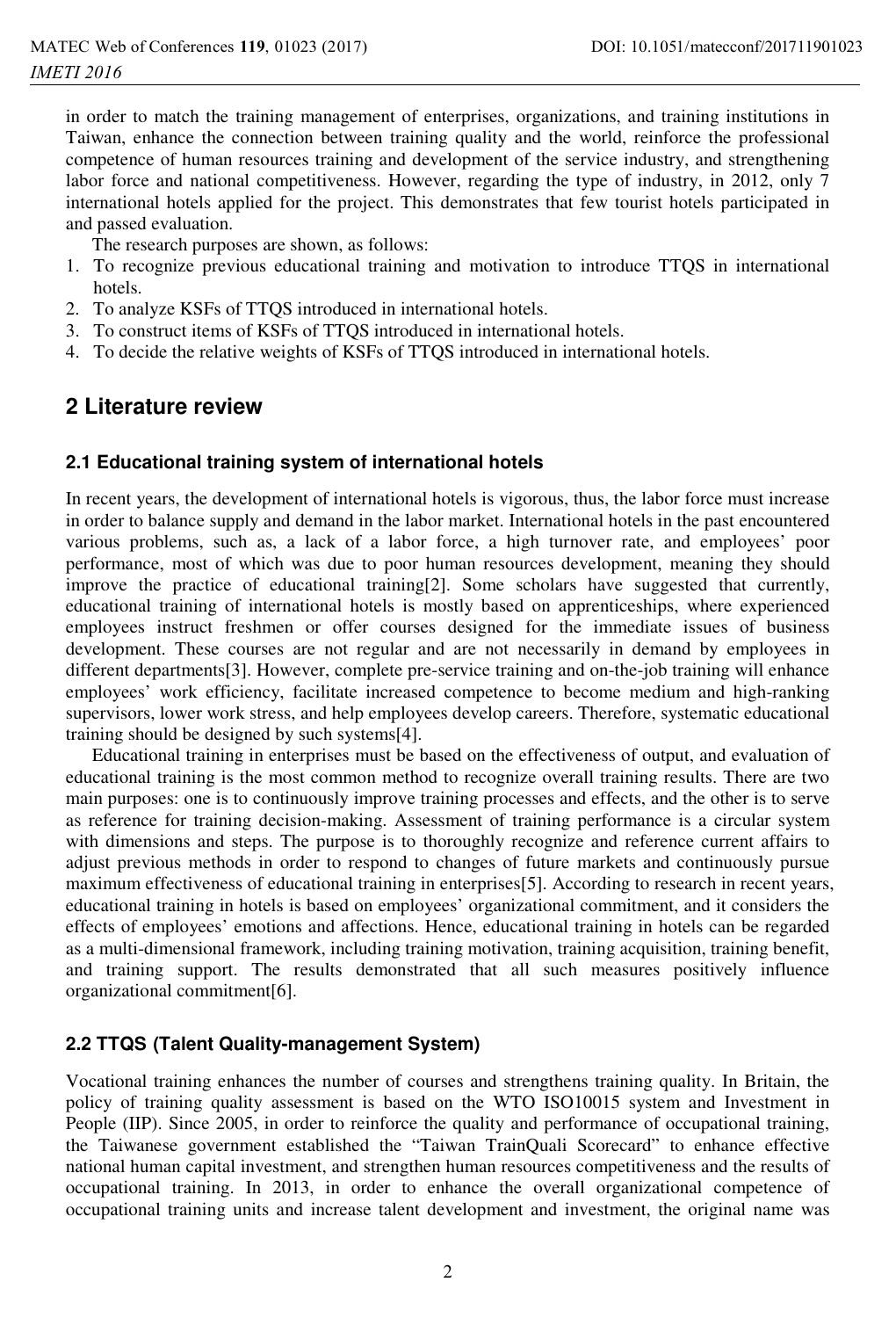in order to match the training management of enterprises, organizations, and training institutions in Taiwan, enhance the connection between training quality and the world, reinforce the professional competence of human resources training and development of the service industry, and strengthening labor force and national competitiveness. However, regarding the type of industry, in 2012, only 7 international hotels applied for the project. This demonstrates that few tourist hotels participated in and passed evaluation.

The research purposes are shown, as follows:

1. To recognize previous educational training and motivation to introduce TTQS in international hotels.
2. To analyze KSFs of TTQS introduced in international hotels.
3. To construct items of KSFs of TTQS introduced in international hotels.
4. To decide the relative weights of KSFs of TTQS introduced in international hotels.

## 2 Literature review

### 2.1 Educational training system of international hotels

In recent years, the development of international hotels is vigorous, thus, the labor force must increase in order to balance supply and demand in the labor market. International hotels in the past encountered various problems, such as, a lack of a labor force, a high turnover rate, and employees' poor performance, most of which was due to poor human resources development, meaning they should improve the practice of educational training[2]. Some scholars have suggested that currently, educational training of international hotels is mostly based on apprenticeships, where experienced employees instruct freshmen or offer courses designed for the immediate issues of business development. These courses are not regular and are not necessarily in demand by employees in different departments[3]. However, complete pre-service training and on-the-job training will enhance employees' work efficiency, facilitate increased competence to become medium and high-ranking supervisors, lower work stress, and help employees develop careers. Therefore, systematic educational training should be designed by such systems[4].

Educational training in enterprises must be based on the effectiveness of output, and evaluation of educational training is the most common method to recognize overall training results. There are two main purposes: one is to continuously improve training processes and effects, and the other is to serve as reference for training decision-making. Assessment of training performance is a circular system with dimensions and steps. The purpose is to thoroughly recognize and reference current affairs to adjust previous methods in order to respond to changes of future markets and continuously pursue maximum effectiveness of educational training in enterprises[5]. According to research in recent years, educational training in hotels is based on employees' organizational commitment, and it considers the effects of employees' emotions and affections. Hence, educational training in hotels can be regarded as a multi-dimensional framework, including training motivation, training acquisition, training benefit, and training support. The results demonstrated that all such measures positively influence organizational commitment[6].

### 2.2 TTQS (Talent Quality-management System)

Vocational training enhances the number of courses and strengthens training quality. In Britain, the policy of training quality assessment is based on the WTO ISO10015 system and Investment in People (IIP). Since 2005, in order to reinforce the quality and performance of occupational training, the Taiwanese government established the "Taiwan TrainQuali Scorecard" to enhance effective national human capital investment, and strengthen human resources competitiveness and the results of occupational training. In 2013, in order to enhance the overall organizational competence of occupational training units and increase talent development and investment, the original name was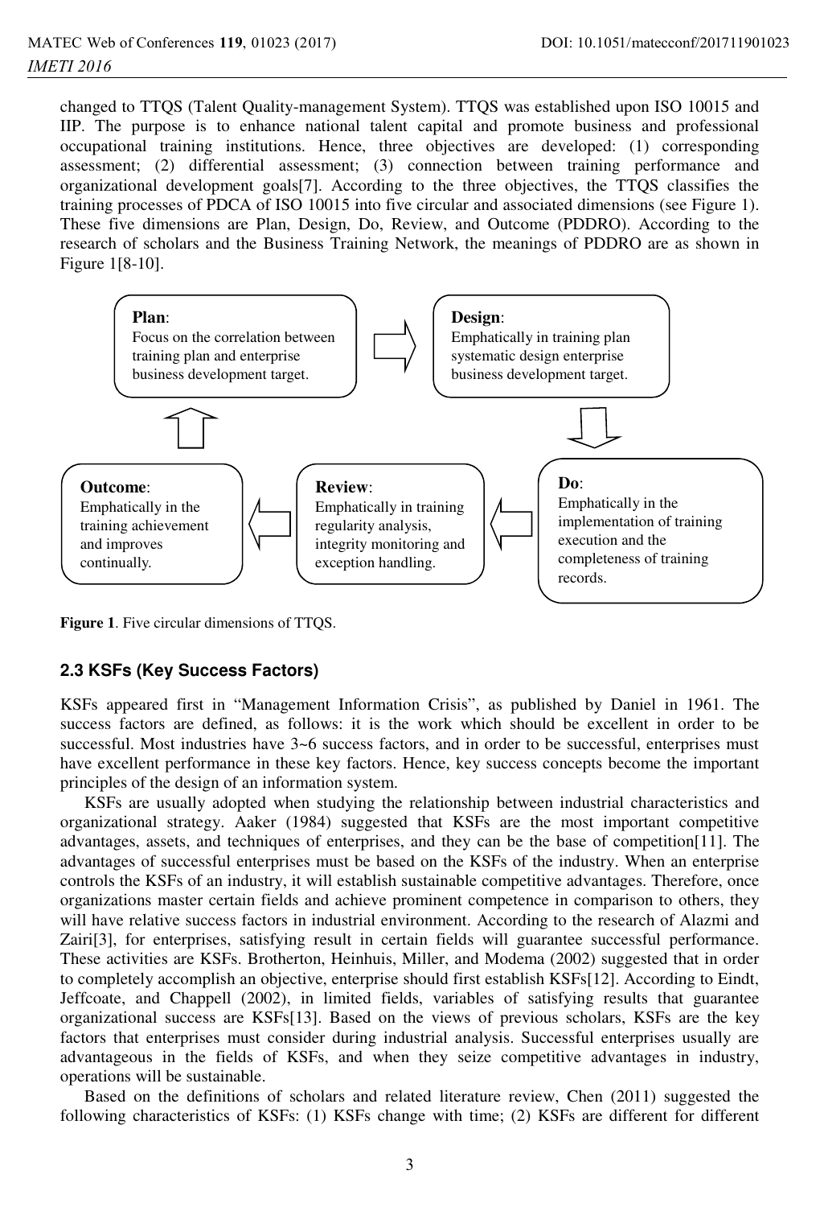changed to TTQS (Talent Quality-management System). TTQS was established upon ISO 10015 and IIP. The purpose is to enhance national talent capital and promote business and professional occupational training institutions. Hence, three objectives are developed: (1) corresponding assessment; (2) differential assessment; (3) connection between training performance and organizational development goals[7]. According to the three objectives, the TTQS classifies the training processes of PDCA of ISO 10015 into five circular and associated dimensions (see Figure 1). These five dimensions are Plan, Design, Do, Review, and Outcome (PDDRO). According to the research of scholars and the Business Training Network, the meanings of PDDRO are as shown in Figure 1[8-10].

**Plan**: Focus on the correlation between training plan and enterprise business development target.

**Design**: Emphatically in training plan systematic design enterprise business development target.

**Do**: Emphatically in the implementation of training execution and the completeness of training records.

**Review**: Emphatically in training regularity analysis, integrity monitoring and exception handling.

**Outcome**: Emphatically in the training achievement and improves continually.

**Figure 1**. Five circular dimensions of TTQS.

### 2.3 KSFs (Key Success Factors)

KSFs appeared first in "Management Information Crisis", as published by Daniel in 1961. The success factors are defined, as follows: it is the work which should be excellent in order to be successful. Most industries have 3~6 success factors, and in order to be successful, enterprises must have excellent performance in these key factors. Hence, key success concepts become the important principles of the design of an information system.

KSFs are usually adopted when studying the relationship between industrial characteristics and organizational strategy. Aaker (1984) suggested that KSFs are the most important competitive advantages, assets, and techniques of enterprises, and they can be the base of competition[11]. The advantages of successful enterprises must be based on the KSFs of the industry. When an enterprise controls the KSFs of an industry, it will establish sustainable competitive advantages. Therefore, once organizations master certain fields and achieve prominent competence in comparison to others, they will have relative success factors in industrial environment. According to the research of Alazmi and Zairi[3], for enterprises, satisfying result in certain fields will guarantee successful performance. These activities are KSFs. Brotherton, Heinhuis, Miller, and Modema (2002) suggested that in order to completely accomplish an objective, enterprise should first establish KSFs[12]. According to Eindt, Jeffcoate, and Chappell (2002), in limited fields, variables of satisfying results that guarantee organizational success are KSFs[13]. Based on the views of previous scholars, KSFs are the key factors that enterprises must consider during industrial analysis. Successful enterprises usually are advantageous in the fields of KSFs, and when they seize competitive advantages in industry, operations will be sustainable.

Based on the definitions of scholars and related literature review, Chen (2011) suggested the following characteristics of KSFs: (1) KSFs change with time; (2) KSFs are different for different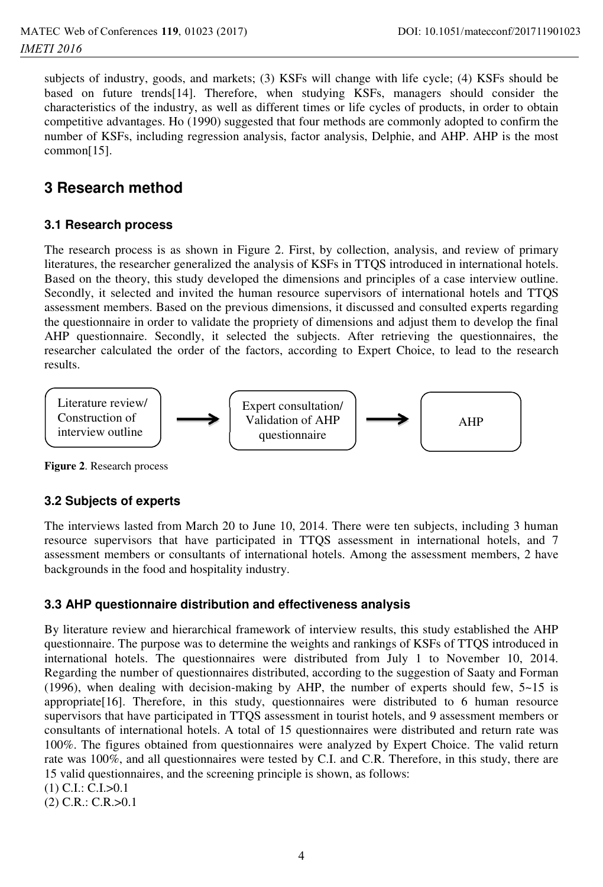subjects of industry, goods, and markets; (3) KSFs will change with life cycle; (4) KSFs should be based on future trends[14]. Therefore, when studying KSFs, managers should consider the characteristics of the industry, as well as different times or life cycles of products, in order to obtain competitive advantages. Ho (1990) suggested that four methods are commonly adopted to confirm the number of KSFs, including regression analysis, factor analysis, Delphie, and AHP. AHP is the most common[15].

# 3 Research method

## 3.1 Research process

The research process is as shown in Figure 2. First, by collection, analysis, and review of primary literatures, the researcher generalized the analysis of KSFs in TTQS introduced in international hotels. Based on the theory, this study developed the dimensions and principles of a case interview outline. Secondly, it selected and invited the human resource supervisors of international hotels and TTQS assessment members. Based on the previous dimensions, it discussed and consulted experts regarding the questionnaire in order to validate the propriety of dimensions and adjust them to develop the final AHP questionnaire. Secondly, it selected the subjects. After retrieving the questionnaires, the researcher calculated the order of the factors, according to Expert Choice, to lead to the research results.

Literature review/ Construction of interview outline → Expert consultation/ Validation of AHP questionnaire → AHP

**Figure 2**. Research process

## 3.2 Subjects of experts

The interviews lasted from March 20 to June 10, 2014. There were ten subjects, including 3 human resource supervisors that have participated in TTQS assessment in international hotels, and 7 assessment members or consultants of international hotels. Among the assessment members, 2 have backgrounds in the food and hospitality industry.

## 3.3 AHP questionnaire distribution and effectiveness analysis

By literature review and hierarchical framework of interview results, this study established the AHP questionnaire. The purpose was to determine the weights and rankings of KSFs of TTQS introduced in international hotels. The questionnaires were distributed from July 1 to November 10, 2014. Regarding the number of questionnaires distributed, according to the suggestion of Saaty and Forman (1996), when dealing with decision-making by AHP, the number of experts should few, 5~15 is appropriate[16]. Therefore, in this study, questionnaires were distributed to 6 human resource supervisors that have participated in TTQS assessment in tourist hotels, and 9 assessment members or consultants of international hotels. A total of 15 questionnaires were distributed and return rate was 100%. The figures obtained from questionnaires were analyzed by Expert Choice. The valid return rate was 100%, and all questionnaires were tested by C.I. and C.R. Therefore, in this study, there are 15 valid questionnaires, and the screening principle is shown, as follows:

(1) C.I.: C.I.>0.1

(2) C.R.: C.R.>0.1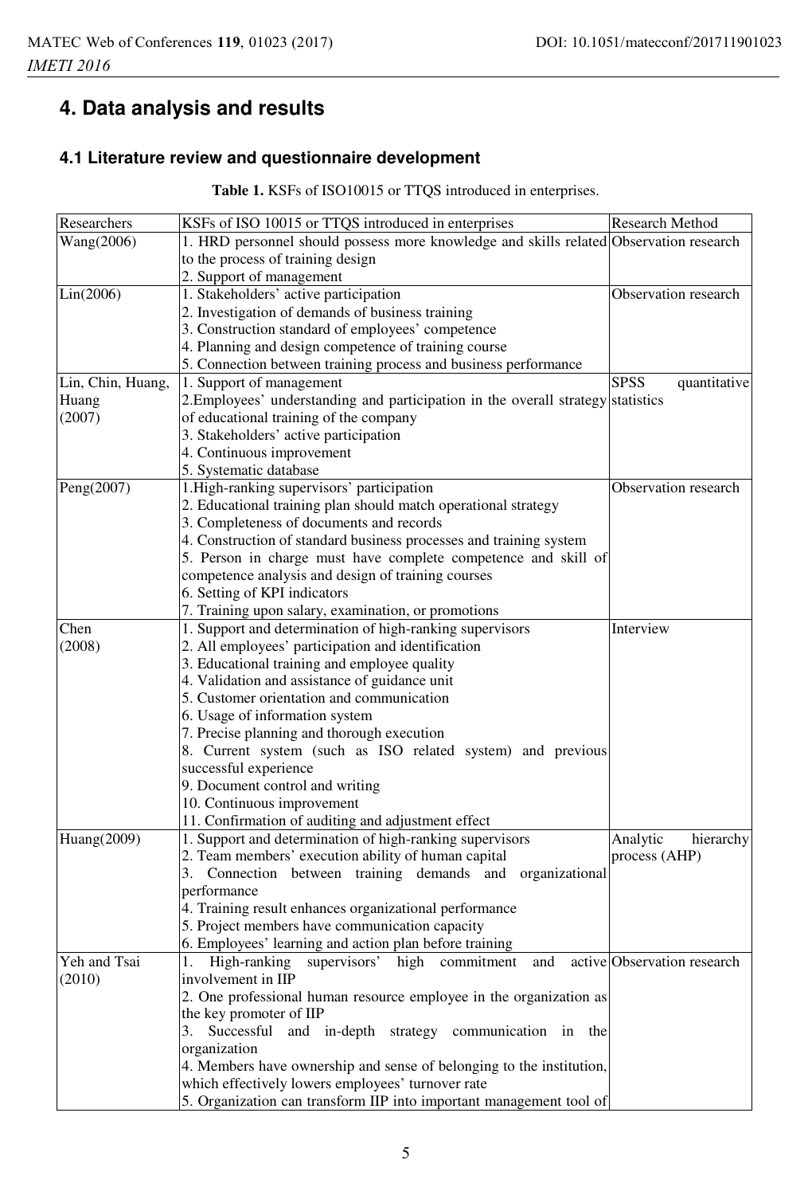## 4. Data analysis and results

### 4.1 Literature review and questionnaire development

**Table 1.** KSFs of ISO10015 or TTQS introduced in enterprises.

| Researchers | KSFs of ISO 10015 or TTQS introduced in enterprises | Research Method |
|---|---|---|
| Wang(2006) | 1. HRD personnel should possess more knowledge and skills related to the process of training design<br>2. Support of management | Observation research |
| Lin(2006) | 1. Stakeholders' active participation<br>2. Investigation of demands of business training<br>3. Construction standard of employees' competence<br>4. Planning and design competence of training course<br>5. Connection between training process and business performance | Observation research |
| Lin, Chin, Huang, Huang (2007) | 1. Support of management<br>2.Employees' understanding and participation in the overall strategy of educational training of the company<br>3. Stakeholders' active participation<br>4. Continuous improvement<br>5. Systematic database | SPSS quantitative statistics |
| Peng(2007) | 1.High-ranking supervisors' participation<br>2. Educational training plan should match operational strategy<br>3. Completeness of documents and records<br>4. Construction of standard business processes and training system<br>5. Person in charge must have complete competence and skill of competence analysis and design of training courses<br>6. Setting of KPI indicators<br>7. Training upon salary, examination, or promotions | Observation research |
| Chen (2008) | 1. Support and determination of high-ranking supervisors<br>2. All employees' participation and identification<br>3. Educational training and employee quality<br>4. Validation and assistance of guidance unit<br>5. Customer orientation and communication<br>6. Usage of information system<br>7. Precise planning and thorough execution<br>8. Current system (such as ISO related system) and previous successful experience<br>9. Document control and writing<br>10. Continuous improvement<br>11. Confirmation of auditing and adjustment effect | Interview |
| Huang(2009) | 1. Support and determination of high-ranking supervisors<br>2. Team members' execution ability of human capital<br>3. Connection between training demands and organizational performance<br>4. Training result enhances organizational performance<br>5. Project members have communication capacity<br>6. Employees' learning and action plan before training | Analytic hierarchy process (AHP) |
| Yeh and Tsai (2010) | 1. High-ranking supervisors' high commitment and active involvement in IIP<br>2. One professional human resource employee in the organization as the key promoter of IIP<br>3. Successful and in-depth strategy communication in the organization<br>4. Members have ownership and sense of belonging to the institution, which effectively lowers employees' turnover rate<br>5. Organization can transform IIP into important management tool of | Observation research |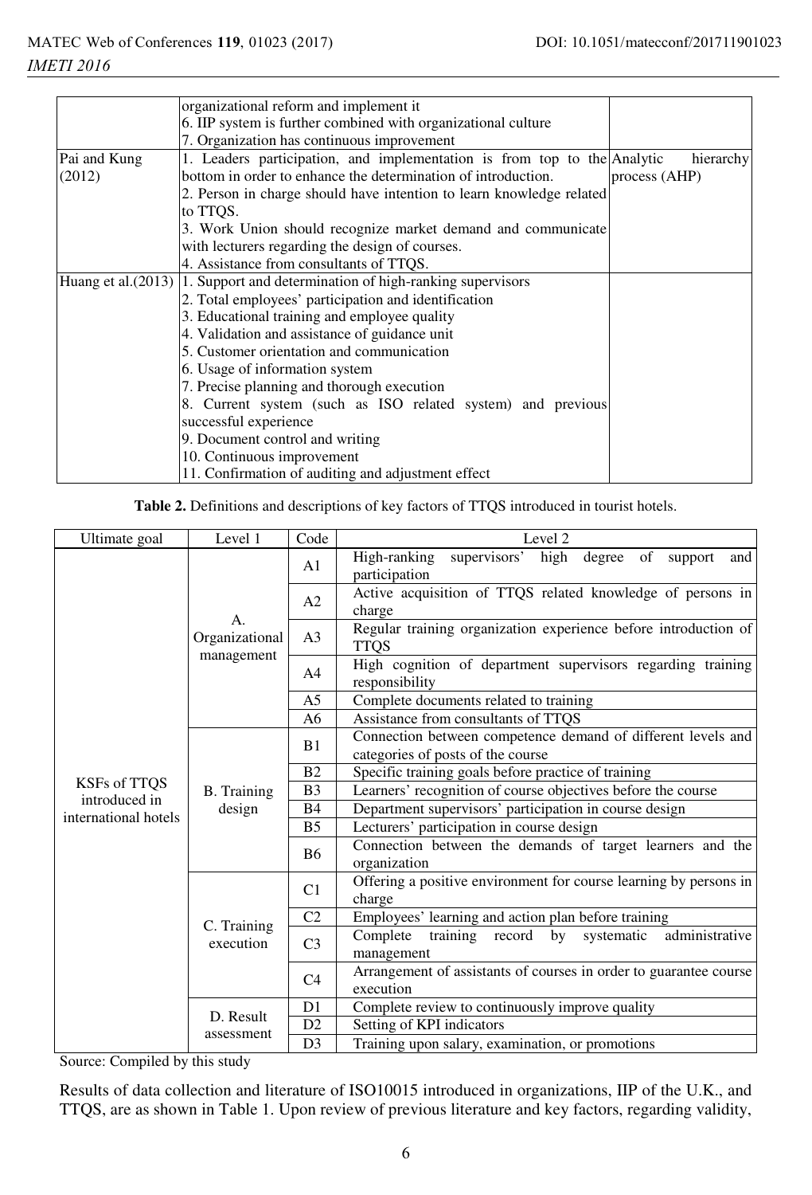| | organizational reform and implement it<br>6. IIP system is further combined with organizational culture<br>7. Organization has continuous improvement | |
|---|---|---|
| Pai and Kung (2012) | 1. Leaders participation, and implementation is from top to the bottom in order to enhance the determination of introduction.<br>2. Person in charge should have intention to learn knowledge related to TTQS.<br>3. Work Union should recognize market demand and communicate with lecturers regarding the design of courses.<br>4. Assistance from consultants of TTQS. | Analytic hierarchy process (AHP) |
| Huang et al.(2013) | 1. Support and determination of high-ranking supervisors<br>2. Total employees' participation and identification<br>3. Educational training and employee quality<br>4. Validation and assistance of guidance unit<br>5. Customer orientation and communication<br>6. Usage of information system<br>7. Precise planning and thorough execution<br>8. Current system (such as ISO related system) and previous successful experience<br>9. Document control and writing<br>10. Continuous improvement<br>11. Confirmation of auditing and adjustment effect | |

**Table 2.** Definitions and descriptions of key factors of TTQS introduced in tourist hotels.

| Ultimate goal | Level 1 | Code | Level 2 |
|---|---|---|---|
| KSFs of TTQS introduced in international hotels | A. Organizational management | A1 | High-ranking supervisors' high degree of support and participation |
| | | A2 | Active acquisition of TTQS related knowledge of persons in charge |
| | | A3 | Regular training organization experience before introduction of TTQS |
| | | A4 | High cognition of department supervisors regarding training responsibility |
| | | A5 | Complete documents related to training |
| | | A6 | Assistance from consultants of TTQS |
| | B. Training design | B1 | Connection between competence demand of different levels and categories of posts of the course |
| | | B2 | Specific training goals before practice of training |
| | | B3 | Learners' recognition of course objectives before the course |
| | | B4 | Department supervisors' participation in course design |
| | | B5 | Lecturers' participation in course design |
| | | B6 | Connection between the demands of target learners and the organization |
| | C. Training execution | C1 | Offering a positive environment for course learning by persons in charge |
| | | C2 | Employees' learning and action plan before training |
| | | C3 | Complete training record by systematic administrative management |
| | | C4 | Arrangement of assistants of courses in order to guarantee course execution |
| | D. Result assessment | D1 | Complete review to continuously improve quality |
| | | D2 | Setting of KPI indicators |
| | | D3 | Training upon salary, examination, or promotions |

Source: Compiled by this study

Results of data collection and literature of ISO10015 introduced in organizations, IIP of the U.K., and TTQS, are as shown in Table 1. Upon review of previous literature and key factors, regarding validity,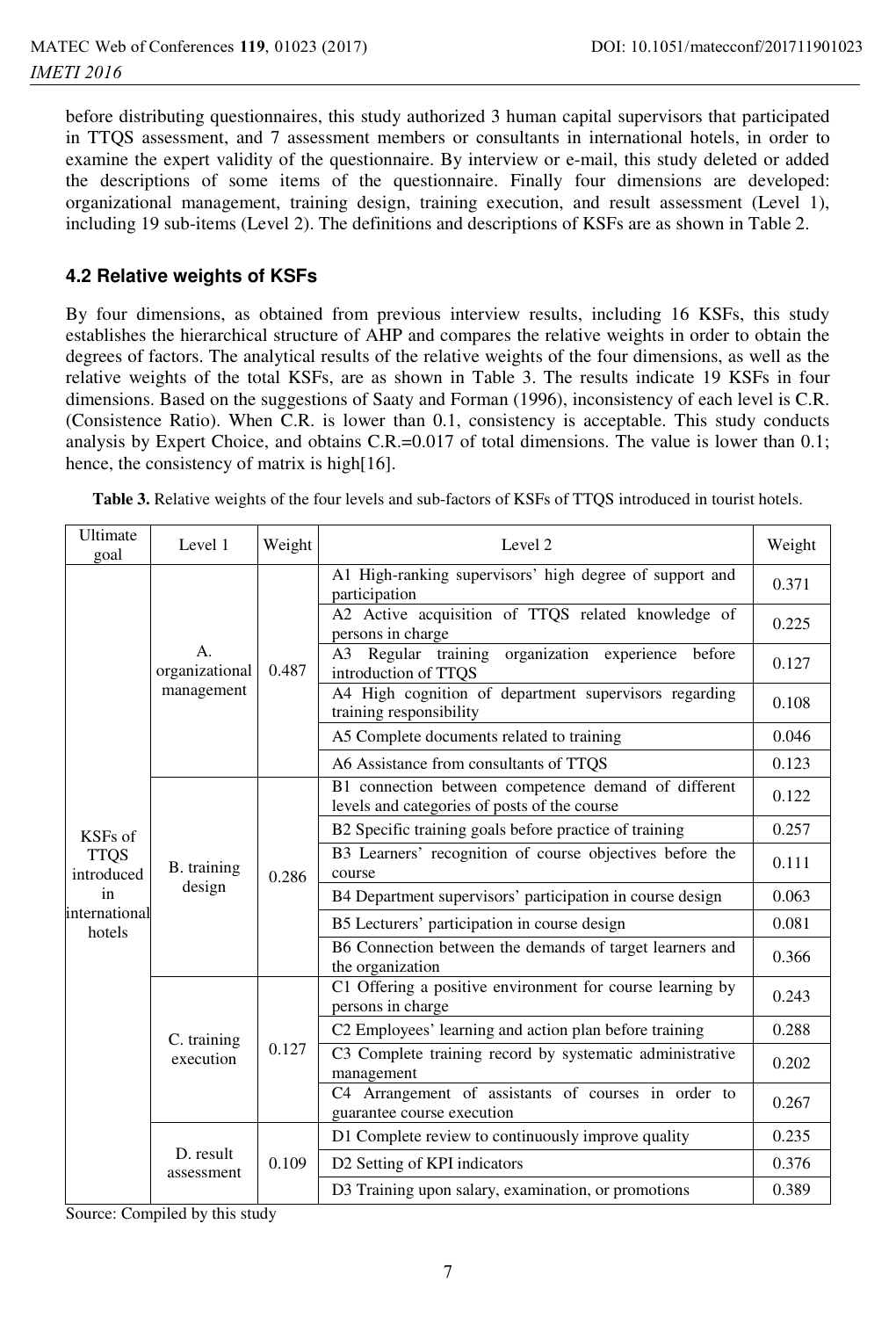before distributing questionnaires, this study authorized 3 human capital supervisors that participated in TTQS assessment, and 7 assessment members or consultants in international hotels, in order to examine the expert validity of the questionnaire. By interview or e-mail, this study deleted or added the descriptions of some items of the questionnaire. Finally four dimensions are developed: organizational management, training design, training execution, and result assessment (Level 1), including 19 sub-items (Level 2). The definitions and descriptions of KSFs are as shown in Table 2.

### 4.2 Relative weights of KSFs

By four dimensions, as obtained from previous interview results, including 16 KSFs, this study establishes the hierarchical structure of AHP and compares the relative weights in order to obtain the degrees of factors. The analytical results of the relative weights of the four dimensions, as well as the relative weights of the total KSFs, are as shown in Table 3. The results indicate 19 KSFs in four dimensions. Based on the suggestions of Saaty and Forman (1996), inconsistency of each level is C.R. (Consistence Ratio). When C.R. is lower than 0.1, consistency is acceptable. This study conducts analysis by Expert Choice, and obtains C.R.=0.017 of total dimensions. The value is lower than 0.1; hence, the consistency of matrix is high[16].

**Table 3.** Relative weights of the four levels and sub-factors of KSFs of TTQS introduced in tourist hotels.

| Ultimate goal | Level 1 | Weight | Level 2 | Weight |
|---|---|---|---|---|
| KSFs of TTQS introduced in international hotels | A. organizational management | 0.487 | A1 High-ranking supervisors' high degree of support and participation | 0.371 |
| | | | A2 Active acquisition of TTQS related knowledge of persons in charge | 0.225 |
| | | | A3 Regular training organization experience before introduction of TTQS | 0.127 |
| | | | A4 High cognition of department supervisors regarding training responsibility | 0.108 |
| | | | A5 Complete documents related to training | 0.046 |
| | | | A6 Assistance from consultants of TTQS | 0.123 |
| | B. training design | 0.286 | B1 connection between competence demand of different levels and categories of posts of the course | 0.122 |
| | | | B2 Specific training goals before practice of training | 0.257 |
| | | | B3 Learners' recognition of course objectives before the course | 0.111 |
| | | | B4 Department supervisors' participation in course design | 0.063 |
| | | | B5 Lecturers' participation in course design | 0.081 |
| | | | B6 Connection between the demands of target learners and the organization | 0.366 |
| | C. training execution | 0.127 | C1 Offering a positive environment for course learning by persons in charge | 0.243 |
| | | | C2 Employees' learning and action plan before training | 0.288 |
| | | | C3 Complete training record by systematic administrative management | 0.202 |
| | | | C4 Arrangement of assistants of courses in order to guarantee course execution | 0.267 |
| | D. result assessment | 0.109 | D1 Complete review to continuously improve quality | 0.235 |
| | | | D2 Setting of KPI indicators | 0.376 |
| | | | D3 Training upon salary, examination, or promotions | 0.389 |

Source: Compiled by this study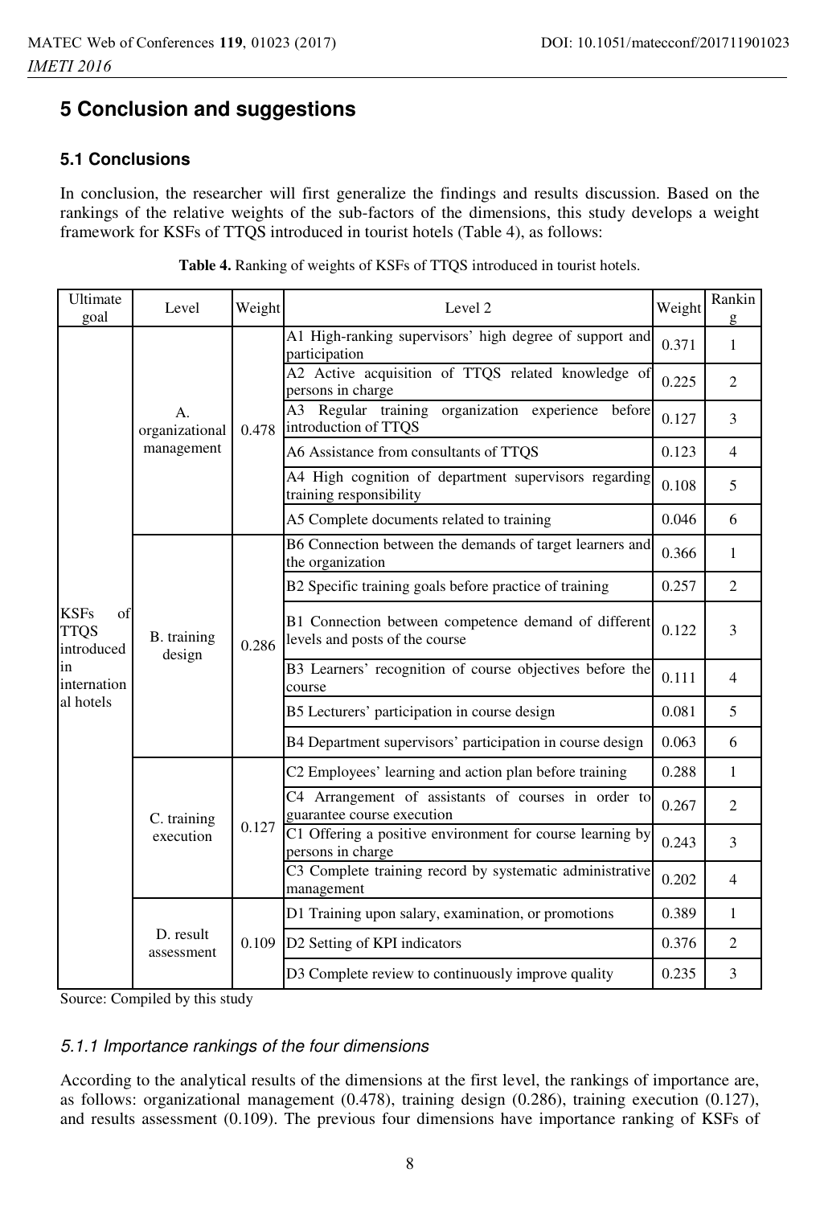# 5 Conclusion and suggestions

## 5.1 Conclusions

In conclusion, the researcher will first generalize the findings and results discussion. Based on the rankings of the relative weights of the sub-factors of the dimensions, this study develops a weight framework for KSFs of TTQS introduced in tourist hotels (Table 4), as follows:

**Table 4.** Ranking of weights of KSFs of TTQS introduced in tourist hotels.

| Ultimate goal | Level | Weight | Level 2 | Weight | Ranking |
|---|---|---|---|---|---|
| KSFs of TTQS introduced in international hotels | A. organizational management | 0.478 | A1 High-ranking supervisors' high degree of support and participation | 0.371 | 1 |
| | | | A2 Active acquisition of TTQS related knowledge of persons in charge | 0.225 | 2 |
| | | | A3 Regular training organization experience before introduction of TTQS | 0.127 | 3 |
| | | | A6 Assistance from consultants of TTQS | 0.123 | 4 |
| | | | A4 High cognition of department supervisors regarding training responsibility | 0.108 | 5 |
| | | | A5 Complete documents related to training | 0.046 | 6 |
| | B. training design | 0.286 | B6 Connection between the demands of target learners and the organization | 0.366 | 1 |
| | | | B2 Specific training goals before practice of training | 0.257 | 2 |
| | | | B1 Connection between competence demand of different levels and posts of the course | 0.122 | 3 |
| | | | B3 Learners' recognition of course objectives before the course | 0.111 | 4 |
| | | | B5 Lecturers' participation in course design | 0.081 | 5 |
| | | | B4 Department supervisors' participation in course design | 0.063 | 6 |
| | C. training execution | 0.127 | C2 Employees' learning and action plan before training | 0.288 | 1 |
| | | | C4 Arrangement of assistants of courses in order to guarantee course execution | 0.267 | 2 |
| | | | C1 Offering a positive environment for course learning by persons in charge | 0.243 | 3 |
| | | | C3 Complete training record by systematic administrative management | 0.202 | 4 |
| | D. result assessment | 0.109 | D1 Training upon salary, examination, or promotions | 0.389 | 1 |
| | | | D2 Setting of KPI indicators | 0.376 | 2 |
| | | | D3 Complete review to continuously improve quality | 0.235 | 3 |

Source: Compiled by this study

### *5.1.1 Importance rankings of the four dimensions*

According to the analytical results of the dimensions at the first level, the rankings of importance are, as follows: organizational management (0.478), training design (0.286), training execution (0.127), and results assessment (0.109). The previous four dimensions have importance ranking of KSFs of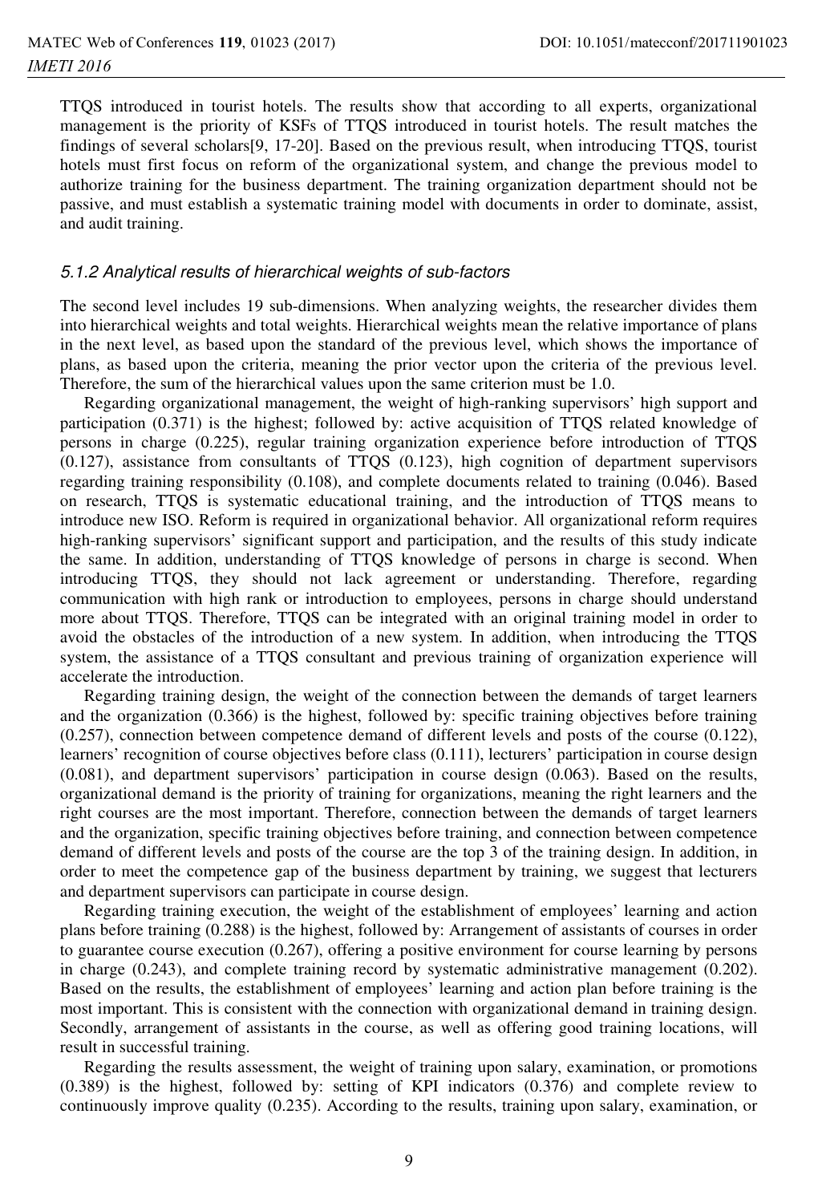TTQS introduced in tourist hotels. The results show that according to all experts, organizational management is the priority of KSFs of TTQS introduced in tourist hotels. The result matches the findings of several scholars[9, 17-20]. Based on the previous result, when introducing TTQS, tourist hotels must first focus on reform of the organizational system, and change the previous model to authorize training for the business department. The training organization department should not be passive, and must establish a systematic training model with documents in order to dominate, assist, and audit training.

### *5.1.2 Analytical results of hierarchical weights of sub-factors*

The second level includes 19 sub-dimensions. When analyzing weights, the researcher divides them into hierarchical weights and total weights. Hierarchical weights mean the relative importance of plans in the next level, as based upon the standard of the previous level, which shows the importance of plans, as based upon the criteria, meaning the prior vector upon the criteria of the previous level. Therefore, the sum of the hierarchical values upon the same criterion must be 1.0.

Regarding organizational management, the weight of high-ranking supervisors' high support and participation (0.371) is the highest; followed by: active acquisition of TTQS related knowledge of persons in charge (0.225), regular training organization experience before introduction of TTQS (0.127), assistance from consultants of TTQS (0.123), high cognition of department supervisors regarding training responsibility (0.108), and complete documents related to training (0.046). Based on research, TTQS is systematic educational training, and the introduction of TTQS means to introduce new ISO. Reform is required in organizational behavior. All organizational reform requires high-ranking supervisors' significant support and participation, and the results of this study indicate the same. In addition, understanding of TTQS knowledge of persons in charge is second. When introducing TTQS, they should not lack agreement or understanding. Therefore, regarding communication with high rank or introduction to employees, persons in charge should understand more about TTQS. Therefore, TTQS can be integrated with an original training model in order to avoid the obstacles of the introduction of a new system. In addition, when introducing the TTQS system, the assistance of a TTQS consultant and previous training of organization experience will accelerate the introduction.

Regarding training design, the weight of the connection between the demands of target learners and the organization (0.366) is the highest, followed by: specific training objectives before training (0.257), connection between competence demand of different levels and posts of the course (0.122), learners' recognition of course objectives before class (0.111), lecturers' participation in course design (0.081), and department supervisors' participation in course design (0.063). Based on the results, organizational demand is the priority of training for organizations, meaning the right learners and the right courses are the most important. Therefore, connection between the demands of target learners and the organization, specific training objectives before training, and connection between competence demand of different levels and posts of the course are the top 3 of the training design. In addition, in order to meet the competence gap of the business department by training, we suggest that lecturers and department supervisors can participate in course design.

Regarding training execution, the weight of the establishment of employees' learning and action plans before training (0.288) is the highest, followed by: Arrangement of assistants of courses in order to guarantee course execution (0.267), offering a positive environment for course learning by persons in charge (0.243), and complete training record by systematic administrative management (0.202). Based on the results, the establishment of employees' learning and action plan before training is the most important. This is consistent with the connection with organizational demand in training design. Secondly, arrangement of assistants in the course, as well as offering good training locations, will result in successful training.

Regarding the results assessment, the weight of training upon salary, examination, or promotions (0.389) is the highest, followed by: setting of KPI indicators (0.376) and complete review to continuously improve quality (0.235). According to the results, training upon salary, examination, or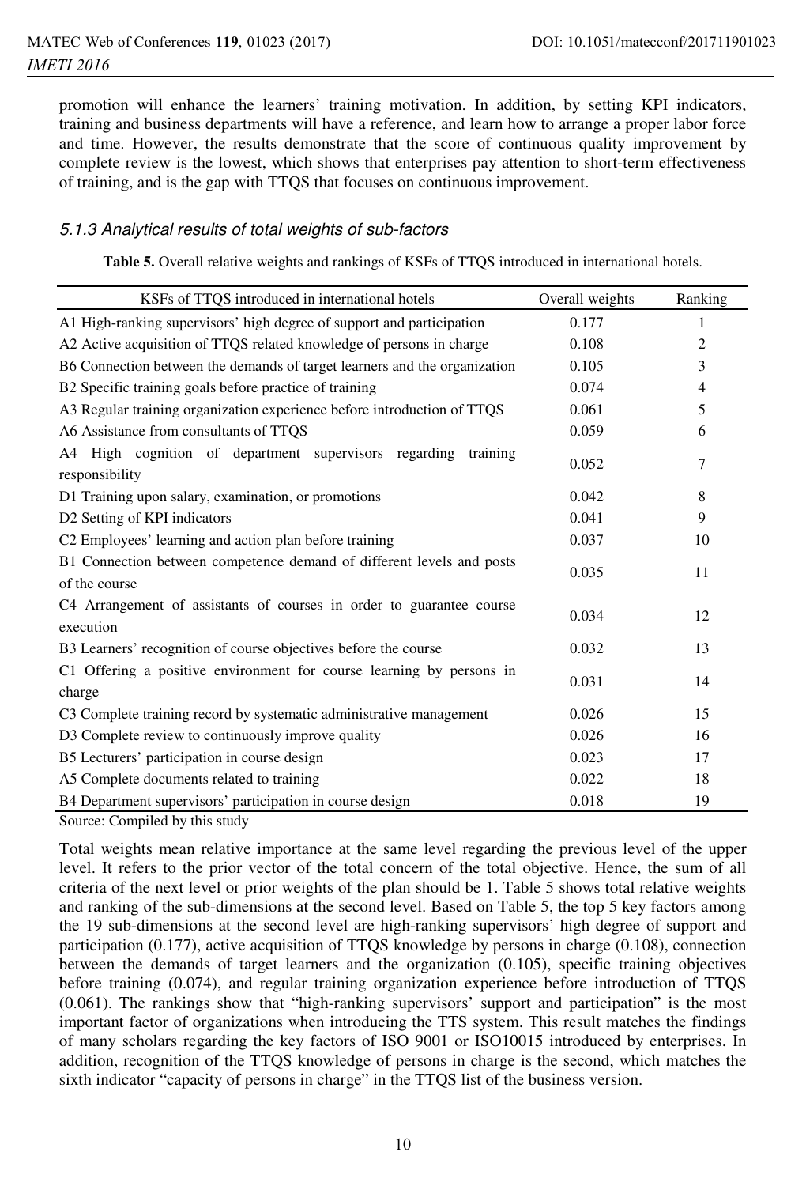promotion will enhance the learners' training motivation. In addition, by setting KPI indicators, training and business departments will have a reference, and learn how to arrange a proper labor force and time. However, the results demonstrate that the score of continuous quality improvement by complete review is the lowest, which shows that enterprises pay attention to short-term effectiveness of training, and is the gap with TTQS that focuses on continuous improvement.

### *5.1.3 Analytical results of total weights of sub-factors*

**Table 5.** Overall relative weights and rankings of KSFs of TTQS introduced in international hotels.

| KSFs of TTQS introduced in international hotels | Overall weights | Ranking |
|---|---|---|
| A1 High-ranking supervisors' high degree of support and participation | 0.177 | 1 |
| A2 Active acquisition of TTQS related knowledge of persons in charge | 0.108 | 2 |
| B6 Connection between the demands of target learners and the organization | 0.105 | 3 |
| B2 Specific training goals before practice of training | 0.074 | 4 |
| A3 Regular training organization experience before introduction of TTQS | 0.061 | 5 |
| A6 Assistance from consultants of TTQS | 0.059 | 6 |
| A4 High cognition of department supervisors regarding training responsibility | 0.052 | 7 |
| D1 Training upon salary, examination, or promotions | 0.042 | 8 |
| D2 Setting of KPI indicators | 0.041 | 9 |
| C2 Employees' learning and action plan before training | 0.037 | 10 |
| B1 Connection between competence demand of different levels and posts of the course | 0.035 | 11 |
| C4 Arrangement of assistants of courses in order to guarantee course execution | 0.034 | 12 |
| B3 Learners' recognition of course objectives before the course | 0.032 | 13 |
| C1 Offering a positive environment for course learning by persons in charge | 0.031 | 14 |
| C3 Complete training record by systematic administrative management | 0.026 | 15 |
| D3 Complete review to continuously improve quality | 0.026 | 16 |
| B5 Lecturers' participation in course design | 0.023 | 17 |
| A5 Complete documents related to training | 0.022 | 18 |
| B4 Department supervisors' participation in course design | 0.018 | 19 |

Source: Compiled by this study

Total weights mean relative importance at the same level regarding the previous level of the upper level. It refers to the prior vector of the total concern of the total objective. Hence, the sum of all criteria of the next level or prior weights of the plan should be 1. Table 5 shows total relative weights and ranking of the sub-dimensions at the second level. Based on Table 5, the top 5 key factors among the 19 sub-dimensions at the second level are high-ranking supervisors' high degree of support and participation (0.177), active acquisition of TTQS knowledge by persons in charge (0.108), connection between the demands of target learners and the organization (0.105), specific training objectives before training (0.074), and regular training organization experience before introduction of TTQS (0.061). The rankings show that "high-ranking supervisors' support and participation" is the most important factor of organizations when introducing the TTS system. This result matches the findings of many scholars regarding the key factors of ISO 9001 or ISO10015 introduced by enterprises. In addition, recognition of the TTQS knowledge of persons in charge is the second, which matches the sixth indicator "capacity of persons in charge" in the TTQS list of the business version.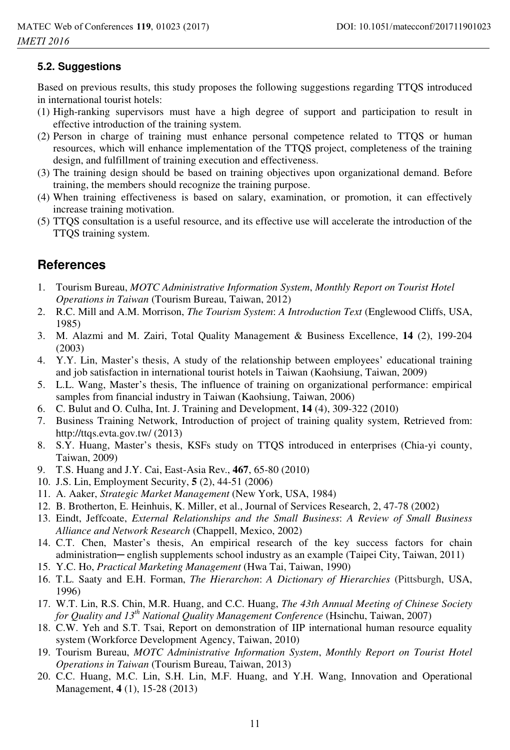### 5.2. Suggestions

Based on previous results, this study proposes the following suggestions regarding TTQS introduced in international tourist hotels:

(1) High-ranking supervisors must have a high degree of support and participation to result in effective introduction of the training system.
(2) Person in charge of training must enhance personal competence related to TTQS or human resources, which will enhance implementation of the TTQS project, completeness of the training design, and fulfillment of training execution and effectiveness.
(3) The training design should be based on training objectives upon organizational demand. Before training, the members should recognize the training purpose.
(4) When training effectiveness is based on salary, examination, or promotion, it can effectively increase training motivation.
(5) TTQS consultation is a useful resource, and its effective use will accelerate the introduction of the TTQS training system.

## References

1. Tourism Bureau, *MOTC Administrative Information System*, *Monthly Report on Tourist Hotel Operations in Taiwan* (Tourism Bureau, Taiwan, 2012)
2. R.C. Mill and A.M. Morrison, *The Tourism System*: *A Introduction Text* (Englewood Cliffs, USA, 1985)
3. M. Alazmi and M. Zairi, Total Quality Management & Business Excellence, **14** (2), 199-204 (2003)
4. Y.Y. Lin, Master's thesis, A study of the relationship between employees' educational training and job satisfaction in international tourist hotels in Taiwan (Kaohsiung, Taiwan, 2009)
5. L.L. Wang, Master's thesis, The influence of training on organizational performance: empirical samples from financial industry in Taiwan (Kaohsiung, Taiwan, 2006)
6. C. Bulut and O. Culha, Int. J. Training and Development, **14** (4), 309-322 (2010)
7. Business Training Network, Introduction of project of training quality system, Retrieved from: http://ttqs.evta.gov.tw/ (2013)
8. S.Y. Huang, Master's thesis, KSFs study on TTQS introduced in enterprises (Chia-yi county, Taiwan, 2009)
9. T.S. Huang and J.Y. Cai, East-Asia Rev., **467**, 65-80 (2010)
10. J.S. Lin, Employment Security, **5** (2), 44-51 (2006)
11. A. Aaker, *Strategic Market Management* (New York, USA, 1984)
12. B. Brotherton, E. Heinhuis, K. Miller, et al., Journal of Services Research, 2, 47-78 (2002)
13. Eindt, Jeffcoate, *External Relationships and the Small Business*: *A Review of Small Business Alliance and Network Research* (Chappell, Mexico, 2002)
14. C.T. Chen, Master's thesis, An empirical research of the key success factors for chain administration─ english supplements school industry as an example (Taipei City, Taiwan, 2011)
15. Y.C. Ho, *Practical Marketing Management* (Hwa Tai, Taiwan, 1990)
16. T.L. Saaty and E.H. Forman, *The Hierarchon*: *A Dictionary of Hierarchies* (Pittsburgh, USA, 1996)
17. W.T. Lin, R.S. Chin, M.R. Huang, and C.C. Huang, *The 43th Annual Meeting of Chinese Society for Quality and 13th National Quality Management Conference* (Hsinchu, Taiwan, 2007)
18. C.W. Yeh and S.T. Tsai, Report on demonstration of IIP international human resource equality system (Workforce Development Agency, Taiwan, 2010)
19. Tourism Bureau, *MOTC Administrative Information System*, *Monthly Report on Tourist Hotel Operations in Taiwan* (Tourism Bureau, Taiwan, 2013)
20. C.C. Huang, M.C. Lin, S.H. Lin, M.F. Huang, and Y.H. Wang, Innovation and Operational Management, **4** (1), 15-28 (2013)